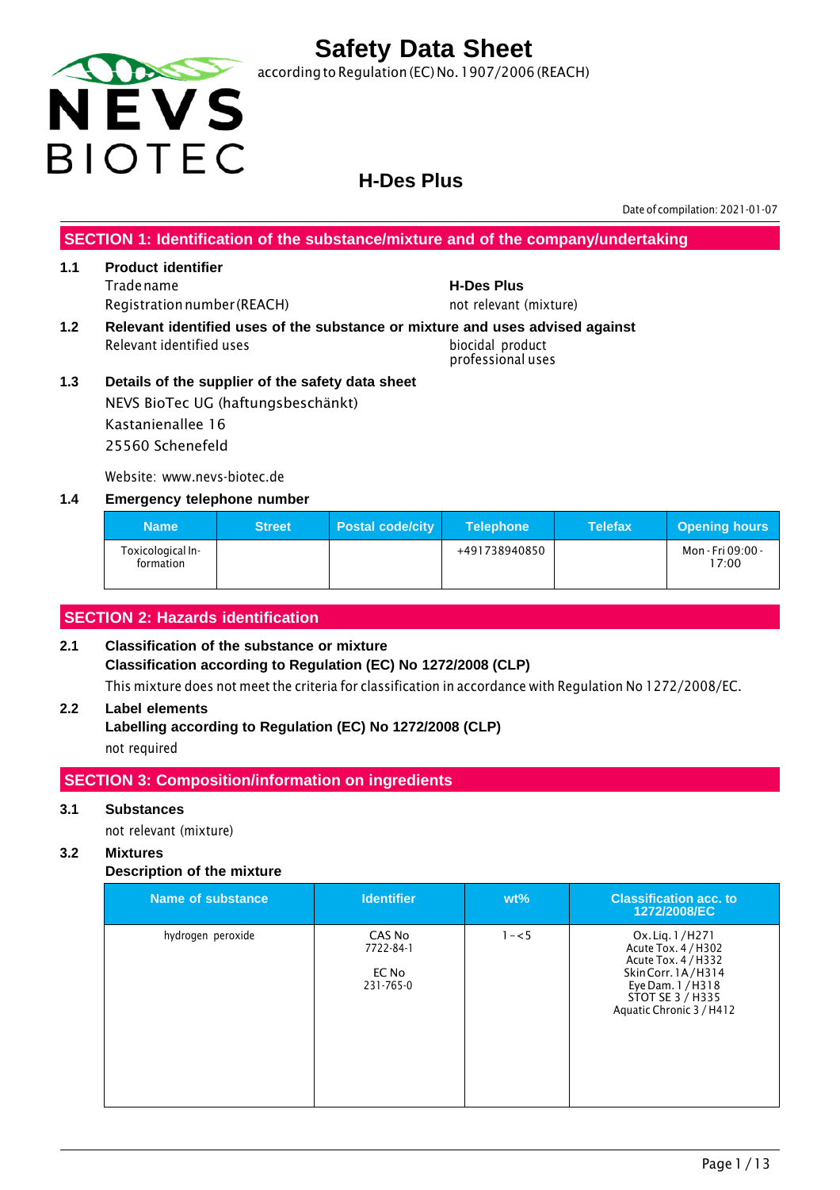# Safety Data Sheet

according to Regulation (EC) No. 1907/2006 (REACH)

## H-Des Plus

Date of compilation: 2021-01-07

## SECTION 1: Identification of the substance/mixture and of the company/undertaking

**1.1 Product identifier**

Trade name: **H-Des Plus**

Registration number (REACH): not relevant (mixture)

**1.2 Relevant identified uses of the substance or mixture and uses advised against**

Relevant identified uses: biocidal product, professional uses

**1.3 Details of the supplier of the safety data sheet**

NEVS BioTec UG (haftungsbeschänkt)
Kastanienallee 16
25560 Schenefeld

Website: www.nevs-biotec.de

**1.4 Emergency telephone number**

| Name | Street | Postal code/city | Telephone | Telefax | Opening hours |
|---|---|---|---|---|---|
| Toxicological Information | | | +491738940850 | | Mon - Fri 09:00 - 17:00 |

## SECTION 2: Hazards identification

**2.1 Classification of the substance or mixture**

**Classification according to Regulation (EC) No 1272/2008 (CLP)**

This mixture does not meet the criteria for classification in accordance with Regulation No 1272/2008/EC.

**2.2 Label elements**

**Labelling according to Regulation (EC) No 1272/2008 (CLP)**

not required

## SECTION 3: Composition/information on ingredients

**3.1 Substances**

not relevant (mixture)

**3.2 Mixtures**

**Description of the mixture**

| Name of substance | Identifier | wt% | Classification acc. to 1272/2008/EC |
|---|---|---|---|
| hydrogen peroxide | CAS No 7722-84-1<br>EC No 231-765-0 | 1 – < 5 | Ox. Liq. 1 / H271<br>Acute Tox. 4 / H302<br>Acute Tox. 4 / H332<br>Skin Corr. 1A / H314<br>Eye Dam. 1 / H318<br>STOT SE 3 / H335<br>Aquatic Chronic 3 / H412 |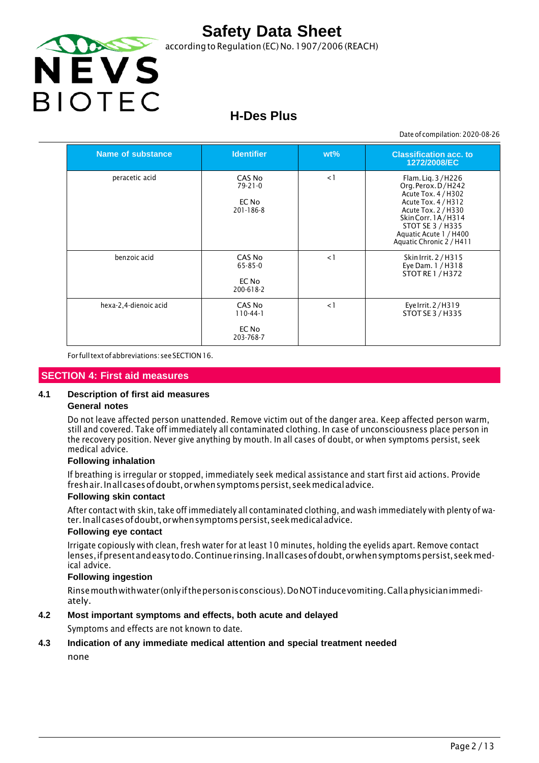| Name of substance | Identifier | wt% | Classification acc. to 1272/2008/EC |
|---|---|---|---|
| peracetic acid | CAS No 79-21-0 EC No 201-186-8 | < 1 | Flam. Liq. 3 / H226 Org. Perox. D / H242 Acute Tox. 4 / H302 Acute Tox. 4 / H312 Acute Tox. 2 / H330 Skin Corr. 1A / H314 STOT SE 3 / H335 Aquatic Acute 1 / H400 Aquatic Chronic 2 / H411 |
| benzoic acid | CAS No 65-85-0 EC No 200-618-2 | < 1 | Skin Irrit. 2 / H315 Eye Dam. 1 / H318 STOT RE 1 / H372 |
| hexa-2,4-dienoic acid | CAS No 110-44-1 EC No 203-768-7 | < 1 | Eye Irrit. 2 / H319 STOT SE 3 / H335 |

For full text of abbreviations: see SECTION 16.

## SECTION 4: First aid measures

### 4.1 Description of first aid measures

**General notes**

Do not leave affected person unattended. Remove victim out of the danger area. Keep affected person warm, still and covered. Take off immediately all contaminated clothing. In case of unconsciousness place person in the recovery position. Never give anything by mouth. In all cases of doubt, or when symptoms persist, seek medical advice.

**Following inhalation**

If breathing is irregular or stopped, immediately seek medical assistance and start first aid actions. Provide fresh air. In all cases of doubt, or when symptoms persist, seek medical advice.

**Following skin contact**

After contact with skin, take off immediately all contaminated clothing, and wash immediately with plenty of water. In all cases of doubt, or when symptoms persist, seek medical advice.

**Following eye contact**

Irrigate copiously with clean, fresh water for at least 10 minutes, holding the eyelids apart. Remove contact lenses, if present and easy to do. Continue rinsing. In all cases of doubt, or when symptoms persist, seek medical advice.

**Following ingestion**

Rinse mouth with water (only if the person is conscious). Do NOT induce vomiting. Call a physician immediately.

### 4.2 Most important symptoms and effects, both acute and delayed

Symptoms and effects are not known to date.

### 4.3 Indication of any immediate medical attention and special treatment needed

none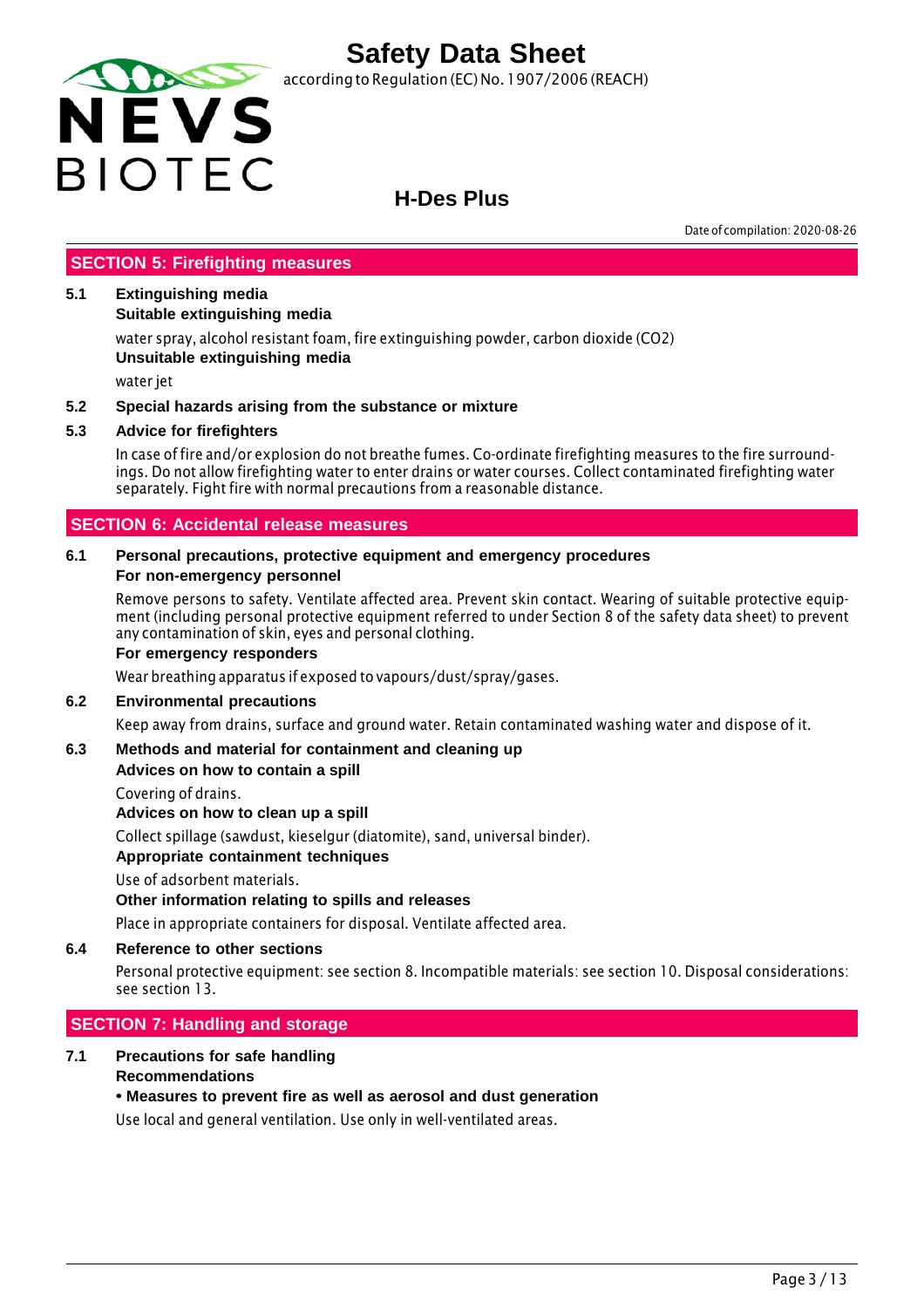## SECTION 5: Firefighting measures

### 5.1 Extinguishing media

**Suitable extinguishing media**

water spray, alcohol resistant foam, fire extinguishing powder, carbon dioxide ($CO_2$)

**Unsuitable extinguishing media**

water jet

### 5.2 Special hazards arising from the substance or mixture

### 5.3 Advice for firefighters

In case of fire and/or explosion do not breathe fumes. Co-ordinate firefighting measures to the fire surroundings. Do not allow firefighting water to enter drains or water courses. Collect contaminated firefighting water separately. Fight fire with normal precautions from a reasonable distance.

## SECTION 6: Accidental release measures

### 6.1 Personal precautions, protective equipment and emergency procedures

**For non-emergency personnel**

Remove persons to safety. Ventilate affected area. Prevent skin contact. Wearing of suitable protective equipment (including personal protective equipment referred to under Section 8 of the safety data sheet) to prevent any contamination of skin, eyes and personal clothing.

**For emergency responders**

Wear breathing apparatus if exposed to vapours/dust/spray/gases.

### 6.2 Environmental precautions

Keep away from drains, surface and ground water. Retain contaminated washing water and dispose of it.

### 6.3 Methods and material for containment and cleaning up

**Advices on how to contain a spill**

Covering of drains.

**Advices on how to clean up a spill**

Collect spillage (sawdust, kieselgur (diatomite), sand, universal binder).

**Appropriate containment techniques**

Use of adsorbent materials.

**Other information relating to spills and releases**

Place in appropriate containers for disposal. Ventilate affected area.

### 6.4 Reference to other sections

Personal protective equipment: see section 8. Incompatible materials: see section 10. Disposal considerations: see section 13.

## SECTION 7: Handling and storage

### 7.1 Precautions for safe handling

**Recommendations**

**• Measures to prevent fire as well as aerosol and dust generation**

Use local and general ventilation. Use only in well-ventilated areas.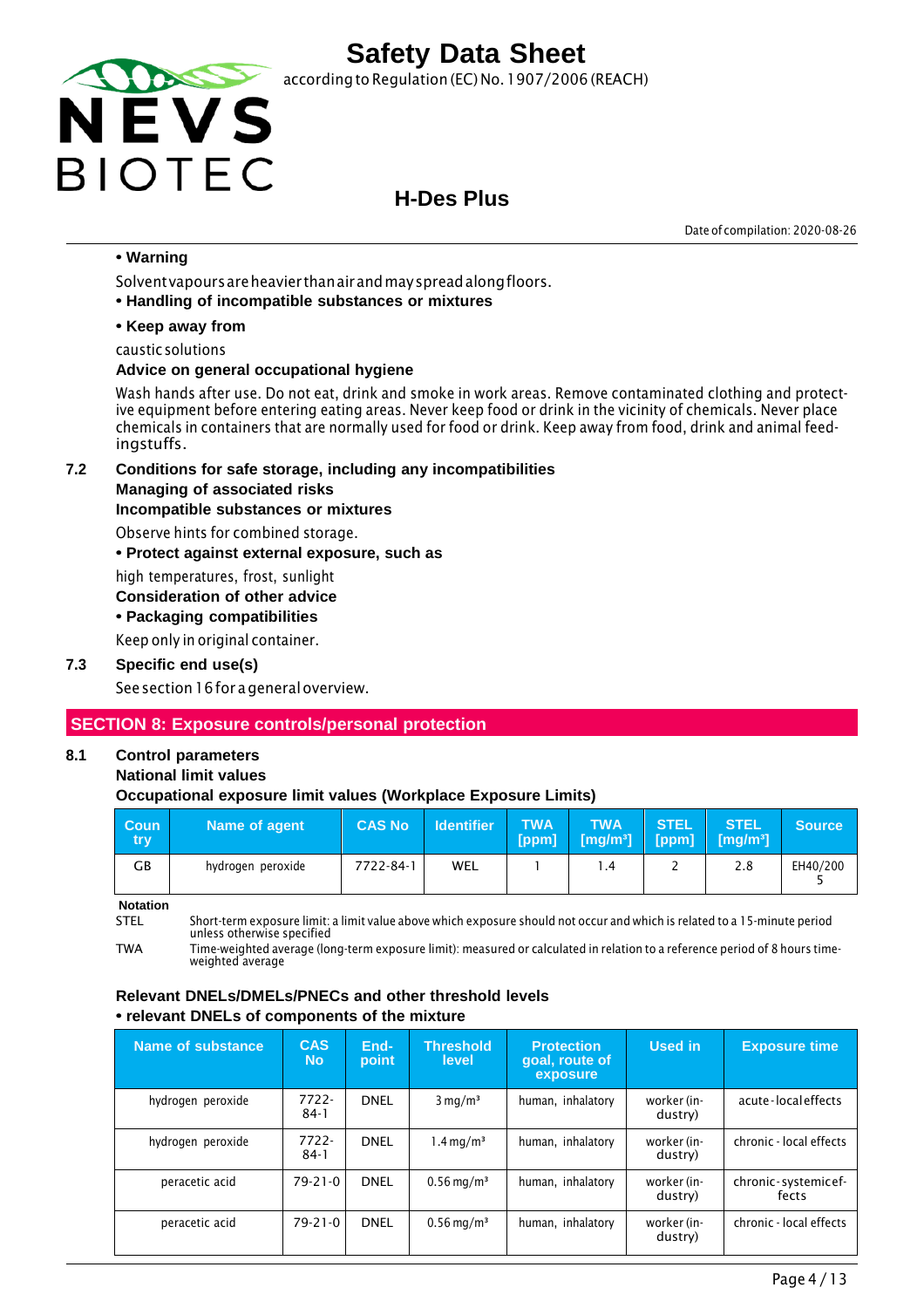• **Warning**

Solvent vapours are heavier than air and may spread along floors.

• **Handling of incompatible substances or mixtures**

• **Keep away from**

caustic solutions

**Advice on general occupational hygiene**

Wash hands after use. Do not eat, drink and smoke in work areas. Remove contaminated clothing and protective equipment before entering eating areas. Never keep food or drink in the vicinity of chemicals. Never place chemicals in containers that are normally used for food or drink. Keep away from food, drink and animal feedingstuffs.

### 7.2 Conditions for safe storage, including any incompatibilities

**Managing of associated risks**

**Incompatible substances or mixtures**

Observe hints for combined storage.

• **Protect against external exposure, such as**

high temperatures, frost, sunlight

**Consideration of other advice**

• **Packaging compatibilities**

Keep only in original container.

### 7.3 Specific end use(s)

See section 16 for a general overview.

## SECTION 8: Exposure controls/personal protection

### 8.1 Control parameters

**National limit values**

**Occupational exposure limit values (Workplace Exposure Limits)**

| Country | Name of agent | CAS No | Identifier | TWA [ppm] | TWA [mg/m³] | STEL [ppm] | STEL [mg/m³] | Source |
|---|---|---|---|---|---|---|---|---|
| GB | hydrogen peroxide | 7722-84-1 | WEL | 1 | 1.4 | 2 | 2.8 | EH40/2005 |

**Notation**

STEL Short-term exposure limit: a limit value above which exposure should not occur and which is related to a 15-minute period unless otherwise specified

TWA Time-weighted average (long-term exposure limit): measured or calculated in relation to a reference period of 8 hours time-weighted average

**Relevant DNELs/DMELs/PNECs and other threshold levels**

• **relevant DNELs of components of the mixture**

| Name of substance | CAS No | End-point | Threshold level | Protection goal, route of exposure | Used in | Exposure time |
|---|---|---|---|---|---|---|
| hydrogen peroxide | 7722-84-1 | DNEL | 3 mg/m³ | human, inhalatory | worker (industry) | acute - local effects |
| hydrogen peroxide | 7722-84-1 | DNEL | 1.4 mg/m³ | human, inhalatory | worker (industry) | chronic - local effects |
| peracetic acid | 79-21-0 | DNEL | 0.56 mg/m³ | human, inhalatory | worker (industry) | chronic - systemic effects |
| peracetic acid | 79-21-0 | DNEL | 0.56 mg/m³ | human, inhalatory | worker (industry) | chronic - local effects |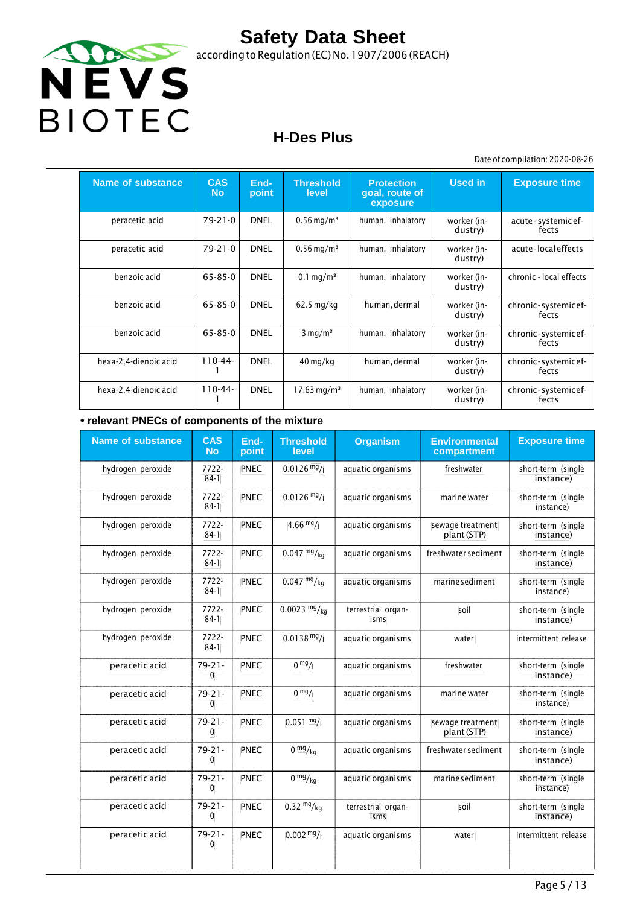| Name of substance | CAS No | End-point | Threshold level | Protection goal, route of exposure | Used in | Exposure time |
|---|---|---|---|---|---|---|
| peracetic acid | 79-21-0 | DNEL | 0.56 mg/m³ | human, inhalatory | worker (industry) | acute - systemic effects |
| peracetic acid | 79-21-0 | DNEL | 0.56 mg/m³ | human, inhalatory | worker (industry) | acute - local effects |
| benzoic acid | 65-85-0 | DNEL | 0.1 mg/m³ | human, inhalatory | worker (industry) | chronic - local effects |
| benzoic acid | 65-85-0 | DNEL | 62.5 mg/kg | human, dermal | worker (industry) | chronic - systemic effects |
| benzoic acid | 65-85-0 | DNEL | 3 mg/m³ | human, inhalatory | worker (industry) | chronic - systemic effects |
| hexa-2,4-dienoic acid | 110-44-1 | DNEL | 40 mg/kg | human, dermal | worker (industry) | chronic - systemic effects |
| hexa-2,4-dienoic acid | 110-44-1 | DNEL | 17.63 mg/m³ | human, inhalatory | worker (industry) | chronic - systemic effects |

**• relevant PNECs of components of the mixture**

| Name of substance | CAS No | End-point | Threshold level | Organism | Environmental compartment | Exposure time |
|---|---|---|---|---|---|---|
| hydrogen peroxide | 7722-84-1 | PNEC | 0.0126 mg/l | aquatic organisms | freshwater | short-term (single instance) |
| hydrogen peroxide | 7722-84-1 | PNEC | 0.0126 mg/l | aquatic organisms | marine water | short-term (single instance) |
| hydrogen peroxide | 7722-84-1 | PNEC | 4.66 mg/l | aquatic organisms | sewage treatment plant (STP) | short-term (single instance) |
| hydrogen peroxide | 7722-84-1 | PNEC | 0.047 mg/kg | aquatic organisms | freshwater sediment | short-term (single instance) |
| hydrogen peroxide | 7722-84-1 | PNEC | 0.047 mg/kg | aquatic organisms | marine sediment | short-term (single instance) |
| hydrogen peroxide | 7722-84-1 | PNEC | 0.0023 mg/kg | terrestrial organisms | soil | short-term (single instance) |
| hydrogen peroxide | 7722-84-1 | PNEC | 0.0138 mg/l | aquatic organisms | water | intermittent release |
| peracetic acid | 79-21-0 | PNEC | 0 mg/l | aquatic organisms | freshwater | short-term (single instance) |
| peracetic acid | 79-21-0 | PNEC | 0 mg/l | aquatic organisms | marine water | short-term (single instance) |
| peracetic acid | 79-21-0 | PNEC | 0.051 mg/l | aquatic organisms | sewage treatment plant (STP) | short-term (single instance) |
| peracetic acid | 79-21-0 | PNEC | 0 mg/kg | aquatic organisms | freshwater sediment | short-term (single instance) |
| peracetic acid | 79-21-0 | PNEC | 0 mg/kg | aquatic organisms | marine sediment | short-term (single instance) |
| peracetic acid | 79-21-0 | PNEC | 0.32 mg/kg | terrestrial organisms | soil | short-term (single instance) |
| peracetic acid | 79-21-0 | PNEC | 0.002 mg/l | aquatic organisms | water | intermittent release |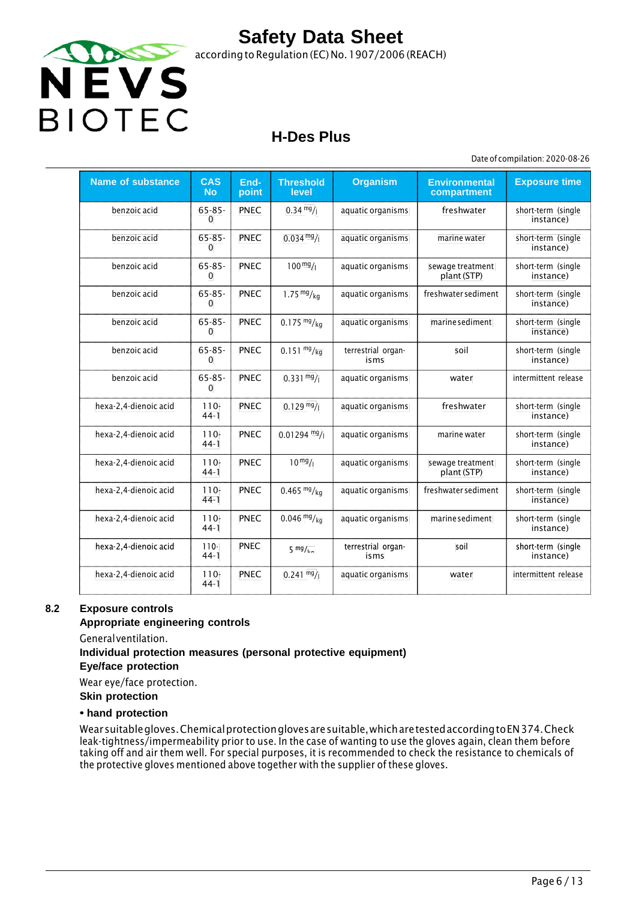| Name of substance | CAS No | End-point | Threshold level | Organism | Environmental compartment | Exposure time |
|---|---|---|---|---|---|---|
| benzoic acid | 65-85-0 | PNEC | 0.34 $^{mg}/_{l}$ | aquatic organisms | freshwater | short-term (single instance) |
| benzoic acid | 65-85-0 | PNEC | 0.034 $^{mg}/_{l}$ | aquatic organisms | marine water | short-term (single instance) |
| benzoic acid | 65-85-0 | PNEC | 100 $^{mg}/_{l}$ | aquatic organisms | sewage treatment plant (STP) | short-term (single instance) |
| benzoic acid | 65-85-0 | PNEC | 1.75 $^{mg}/_{kg}$ | aquatic organisms | freshwater sediment | short-term (single instance) |
| benzoic acid | 65-85-0 | PNEC | 0.175 $^{mg}/_{kg}$ | aquatic organisms | marine sediment | short-term (single instance) |
| benzoic acid | 65-85-0 | PNEC | 0.151 $^{mg}/_{kg}$ | terrestrial organisms | soil | short-term (single instance) |
| benzoic acid | 65-85-0 | PNEC | 0.331 $^{mg}/_{l}$ | aquatic organisms | water | intermittent release |
| hexa-2,4-dienoic acid | 110-44-1 | PNEC | 0.129 $^{mg}/_{l}$ | aquatic organisms | freshwater | short-term (single instance) |
| hexa-2,4-dienoic acid | 110-44-1 | PNEC | 0.01294 $^{mg}/_{l}$ | aquatic organisms | marine water | short-term (single instance) |
| hexa-2,4-dienoic acid | 110-44-1 | PNEC | 10 $^{mg}/_{l}$ | aquatic organisms | sewage treatment plant (STP) | short-term (single instance) |
| hexa-2,4-dienoic acid | 110-44-1 | PNEC | 0.465 $^{mg}/_{kg}$ | aquatic organisms | freshwater sediment | short-term (single instance) |
| hexa-2,4-dienoic acid | 110-44-1 | PNEC | 0.046 $^{mg}/_{kg}$ | aquatic organisms | marine sediment | short-term (single instance) |
| hexa-2,4-dienoic acid | 110-44-1 | PNEC | 5 $^{mg}/_{kg}$ | terrestrial organisms | soil | short-term (single instance) |
| hexa-2,4-dienoic acid | 110-44-1 | PNEC | 0.241 $^{mg}/_{l}$ | aquatic organisms | water | intermittent release |

## 8.2 Exposure controls

**Appropriate engineering controls**

General ventilation.

**Individual protection measures (personal protective equipment)**

**Eye/face protection**

Wear eye/face protection.

**Skin protection**

**• hand protection**

Wear suitable gloves. Chemical protection gloves are suitable, which are tested according to EN 374. Check leak-tightness/impermeability prior to use. In the case of wanting to use the gloves again, clean them before taking off and air them well. For special purposes, it is recommended to check the resistance to chemicals of the protective gloves mentioned above together with the supplier of these gloves.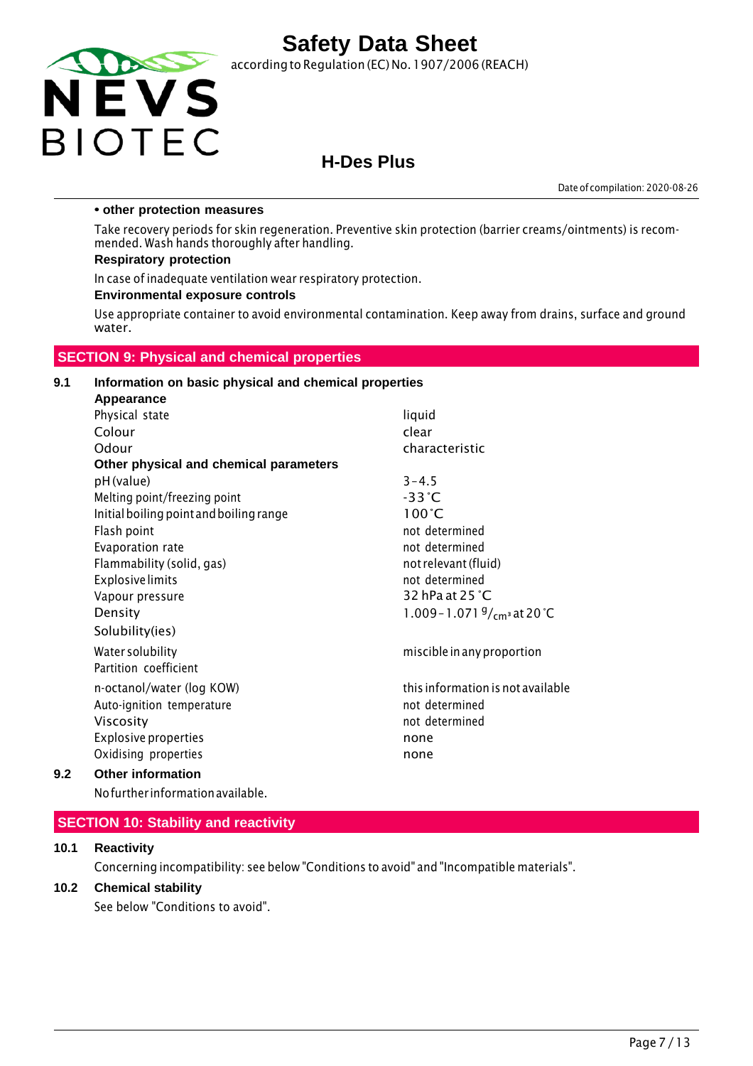**• other protection measures**

Take recovery periods for skin regeneration. Preventive skin protection (barrier creams/ointments) is recommended. Wash hands thoroughly after handling.

**Respiratory protection**

In case of inadequate ventilation wear respiratory protection.

**Environmental exposure controls**

Use appropriate container to avoid environmental contamination. Keep away from drains, surface and ground water.

## SECTION 9: Physical and chemical properties

### 9.1 Information on basic physical and chemical properties

| **Appearance** | |
|---|---|
| Physical state | liquid |
| Colour | clear |
| Odour | characteristic |
| **Other physical and chemical parameters** | |
| pH (value) | 3 – 4.5 |
| Melting point/freezing point | -33 °C |
| Initial boiling point and boiling range | 100 °C |
| Flash point | not determined |
| Evaporation rate | not determined |
| Flammability (solid, gas) | not relevant (fluid) |
| Explosive limits | not determined |
| Vapour pressure | 32 hPa at 25 °C |
| Density | 1.009 – 1.071 $^{g}/_{cm^3}$ at 20 °C |
| Solubility(ies) | |
| Water solubility | miscible in any proportion |
| Partition coefficient | |
| n-octanol/water (log KOW) | this information is not available |
| Auto-ignition temperature | not determined |
| Viscosity | not determined |
| Explosive properties | none |
| Oxidising properties | none |

### 9.2 Other information

No further information available.

## SECTION 10: Stability and reactivity

### 10.1 Reactivity

Concerning incompatibility: see below "Conditions to avoid" and "Incompatible materials".

### 10.2 Chemical stability

See below "Conditions to avoid".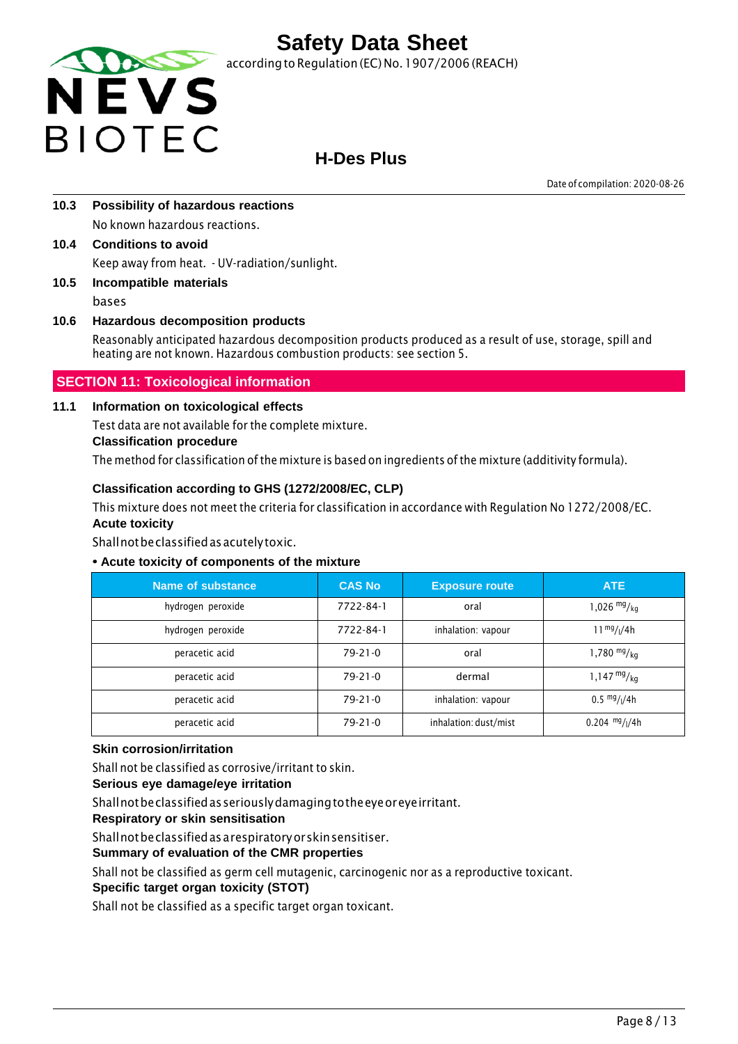### 10.3 Possibility of hazardous reactions

No known hazardous reactions.

### 10.4 Conditions to avoid

Keep away from heat. - UV-radiation/sunlight.

### 10.5 Incompatible materials

bases

### 10.6 Hazardous decomposition products

Reasonably anticipated hazardous decomposition products produced as a result of use, storage, spill and heating are not known. Hazardous combustion products: see section 5.

## SECTION 11: Toxicological information

### 11.1 Information on toxicological effects

Test data are not available for the complete mixture.

**Classification procedure**

The method for classification of the mixture is based on ingredients of the mixture (additivity formula).

**Classification according to GHS (1272/2008/EC, CLP)**

This mixture does not meet the criteria for classification in accordance with Regulation No 1272/2008/EC.

**Acute toxicity**

Shall not be classified as acutely toxic.

**• Acute toxicity of components of the mixture**

| Name of substance | CAS No | Exposure route | ATE |
|---|---|---|---|
| hydrogen peroxide | 7722-84-1 | oral | 1,026 mg/kg |
| hydrogen peroxide | 7722-84-1 | inhalation: vapour | 11 mg/l/4h |
| peracetic acid | 79-21-0 | oral | 1,780 mg/kg |
| peracetic acid | 79-21-0 | dermal | 1,147 mg/kg |
| peracetic acid | 79-21-0 | inhalation: vapour | 0.5 mg/l/4h |
| peracetic acid | 79-21-0 | inhalation: dust/mist | 0.204 mg/l/4h |

**Skin corrosion/irritation**

Shall not be classified as corrosive/irritant to skin.

**Serious eye damage/eye irritation**

Shall not be classified as seriously damaging to the eye or eye irritant.

**Respiratory or skin sensitisation**

Shall not be classified as a respiratory or skin sensitiser.

**Summary of evaluation of the CMR properties**

Shall not be classified as germ cell mutagenic, carcinogenic nor as a reproductive toxicant.

**Specific target organ toxicity (STOT)**

Shall not be classified as a specific target organ toxicant.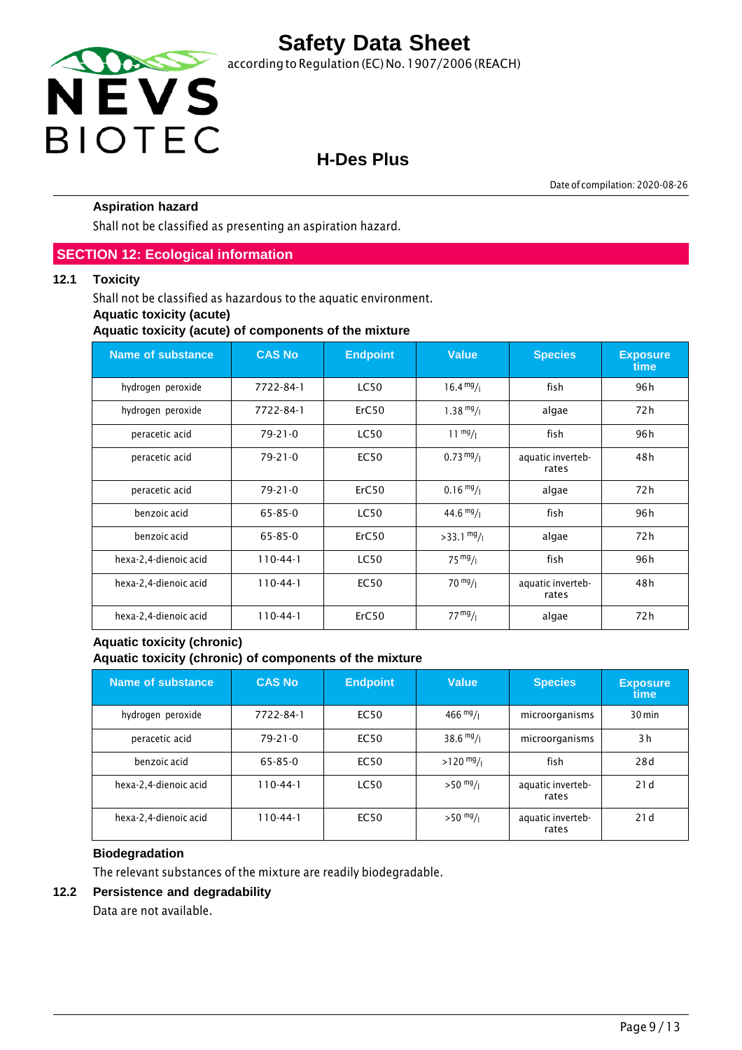#### Aspiration hazard

Shall not be classified as presenting an aspiration hazard.

## SECTION 12: Ecological information

### 12.1 Toxicity

Shall not be classified as hazardous to the aquatic environment.

**Aquatic toxicity (acute)**

**Aquatic toxicity (acute) of components of the mixture**

| Name of substance | CAS No | Endpoint | Value | Species | Exposure time |
|---|---|---|---|---|---|
| hydrogen peroxide | 7722-84-1 | LC50 | 16.4 mg/l | fish | 96 h |
| hydrogen peroxide | 7722-84-1 | ErC50 | 1.38 mg/l | algae | 72 h |
| peracetic acid | 79-21-0 | LC50 | 11 mg/l | fish | 96 h |
| peracetic acid | 79-21-0 | EC50 | 0.73 mg/l | aquatic invertebrates | 48 h |
| peracetic acid | 79-21-0 | ErC50 | 0.16 mg/l | algae | 72 h |
| benzoic acid | 65-85-0 | LC50 | 44.6 mg/l | fish | 96 h |
| benzoic acid | 65-85-0 | ErC50 | >33.1 mg/l | algae | 72 h |
| hexa-2,4-dienoic acid | 110-44-1 | LC50 | 75 mg/l | fish | 96 h |
| hexa-2,4-dienoic acid | 110-44-1 | EC50 | 70 mg/l | aquatic invertebrates | 48 h |
| hexa-2,4-dienoic acid | 110-44-1 | ErC50 | 77 mg/l | algae | 72 h |

**Aquatic toxicity (chronic)**

**Aquatic toxicity (chronic) of components of the mixture**

| Name of substance | CAS No | Endpoint | Value | Species | Exposure time |
|---|---|---|---|---|---|
| hydrogen peroxide | 7722-84-1 | EC50 | 466 mg/l | microorganisms | 30 min |
| peracetic acid | 79-21-0 | EC50 | 38.6 mg/l | microorganisms | 3 h |
| benzoic acid | 65-85-0 | EC50 | >120 mg/l | fish | 28 d |
| hexa-2,4-dienoic acid | 110-44-1 | LC50 | >50 mg/l | aquatic invertebrates | 21 d |
| hexa-2,4-dienoic acid | 110-44-1 | EC50 | >50 mg/l | aquatic invertebrates | 21 d |

**Biodegradation**

The relevant substances of the mixture are readily biodegradable.

### 12.2 Persistence and degradability

Data are not available.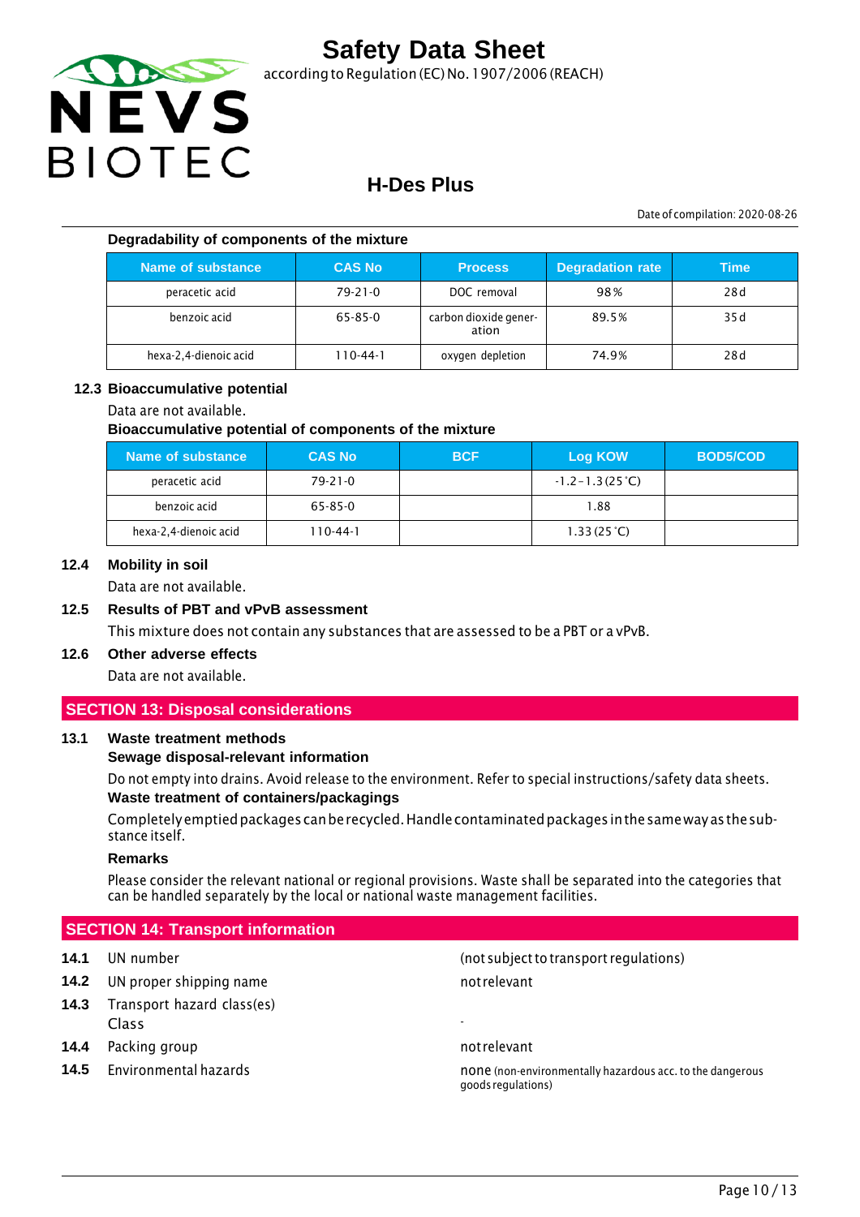**Degradability of components of the mixture**

| Name of substance | CAS No | Process | Degradation rate | Time |
|---|---|---|---|---|
| peracetic acid | 79-21-0 | DOC removal | 98 % | 28 d |
| benzoic acid | 65-85-0 | carbon dioxide generation | 89.5 % | 35 d |
| hexa-2,4-dienoic acid | 110-44-1 | oxygen depletion | 74.9 % | 28 d |

### 12.3 Bioaccumulative potential

Data are not available.

**Bioaccumulative potential of components of the mixture**

| Name of substance | CAS No | BCF | Log KOW | BOD5/COD |
|---|---|---|---|---|
| peracetic acid | 79-21-0 | | -1.2 – 1.3 (25 °C) | |
| benzoic acid | 65-85-0 | | 1.88 | |
| hexa-2,4-dienoic acid | 110-44-1 | | 1.33 (25 °C) | |

### 12.4 Mobility in soil

Data are not available.

### 12.5 Results of PBT and vPvB assessment

This mixture does not contain any substances that are assessed to be a PBT or a vPvB.

### 12.6 Other adverse effects

Data are not available.

## SECTION 13: Disposal considerations

### 13.1 Waste treatment methods

**Sewage disposal-relevant information**

Do not empty into drains. Avoid release to the environment. Refer to special instructions/safety data sheets.

**Waste treatment of containers/packagings**

Completely emptied packages can be recycled. Handle contaminated packages in the same way as the substance itself.

**Remarks**

Please consider the relevant national or regional provisions. Waste shall be separated into the categories that can be handled separately by the local or national waste management facilities.

## SECTION 14: Transport information

**14.1** UN number: (not subject to transport regulations)

**14.2** UN proper shipping name: not relevant

**14.3** Transport hazard class(es)
Class: -

**14.4** Packing group: not relevant

**14.5** Environmental hazards: none (non-environmentally hazardous acc. to the dangerous goods regulations)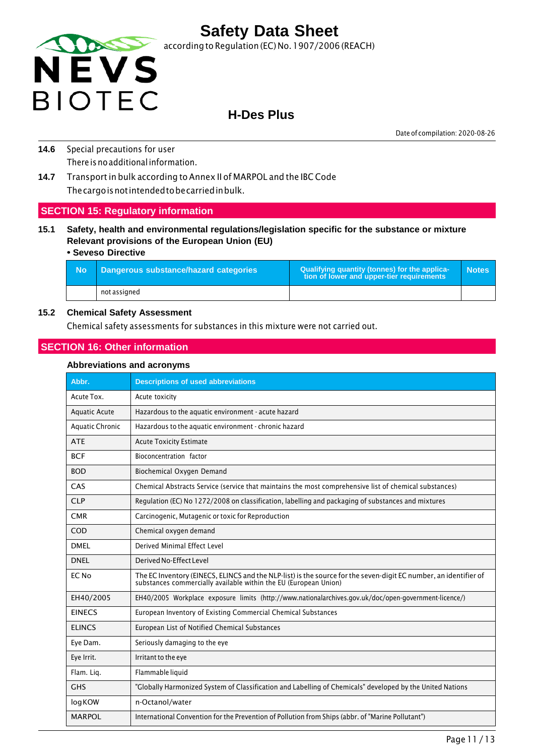**14.6** Special precautions for user

There is no additional information.

**14.7** Transport in bulk according to Annex II of MARPOL and the IBC Code

The cargo is not intended to be carried in bulk.

## SECTION 15: Regulatory information

### 15.1 Safety, health and environmental regulations/legislation specific for the substance or mixture

**Relevant provisions of the European Union (EU)**

**• Seveso Directive**

| No | Dangerous substance/hazard categories | Qualifying quantity (tonnes) for the application of lower and upper-tier requirements | Notes |
|---|---|---|---|
| | not assigned | | |

### 15.2 Chemical Safety Assessment

Chemical safety assessments for substances in this mixture were not carried out.

## SECTION 16: Other information

### Abbreviations and acronyms

| Abbr. | Descriptions of used abbreviations |
|---|---|
| Acute Tox. | Acute toxicity |
| Aquatic Acute | Hazardous to the aquatic environment - acute hazard |
| Aquatic Chronic | Hazardous to the aquatic environment - chronic hazard |
| ATE | Acute Toxicity Estimate |
| BCF | Bioconcentration factor |
| BOD | Biochemical Oxygen Demand |
| CAS | Chemical Abstracts Service (service that maintains the most comprehensive list of chemical substances) |
| CLP | Regulation (EC) No 1272/2008 on classification, labelling and packaging of substances and mixtures |
| CMR | Carcinogenic, Mutagenic or toxic for Reproduction |
| COD | Chemical oxygen demand |
| DMEL | Derived Minimal Effect Level |
| DNEL | Derived No-Effect Level |
| EC No | The EC Inventory (EINECS, ELINCS and the NLP-list) is the source for the seven-digit EC number, an identifier of substances commercially available within the EU (European Union) |
| EH40/2005 | EH40/2005 Workplace exposure limits (http://www.nationalarchives.gov.uk/doc/open-government-licence/) |
| EINECS | European Inventory of Existing Commercial Chemical Substances |
| ELINCS | European List of Notified Chemical Substances |
| Eye Dam. | Seriously damaging to the eye |
| Eye Irrit. | Irritant to the eye |
| Flam. Liq. | Flammable liquid |
| GHS | "Globally Harmonized System of Classification and Labelling of Chemicals" developed by the United Nations |
| log KOW | n-Octanol/water |
| MARPOL | International Convention for the Prevention of Pollution from Ships (abbr. of "Marine Pollutant") |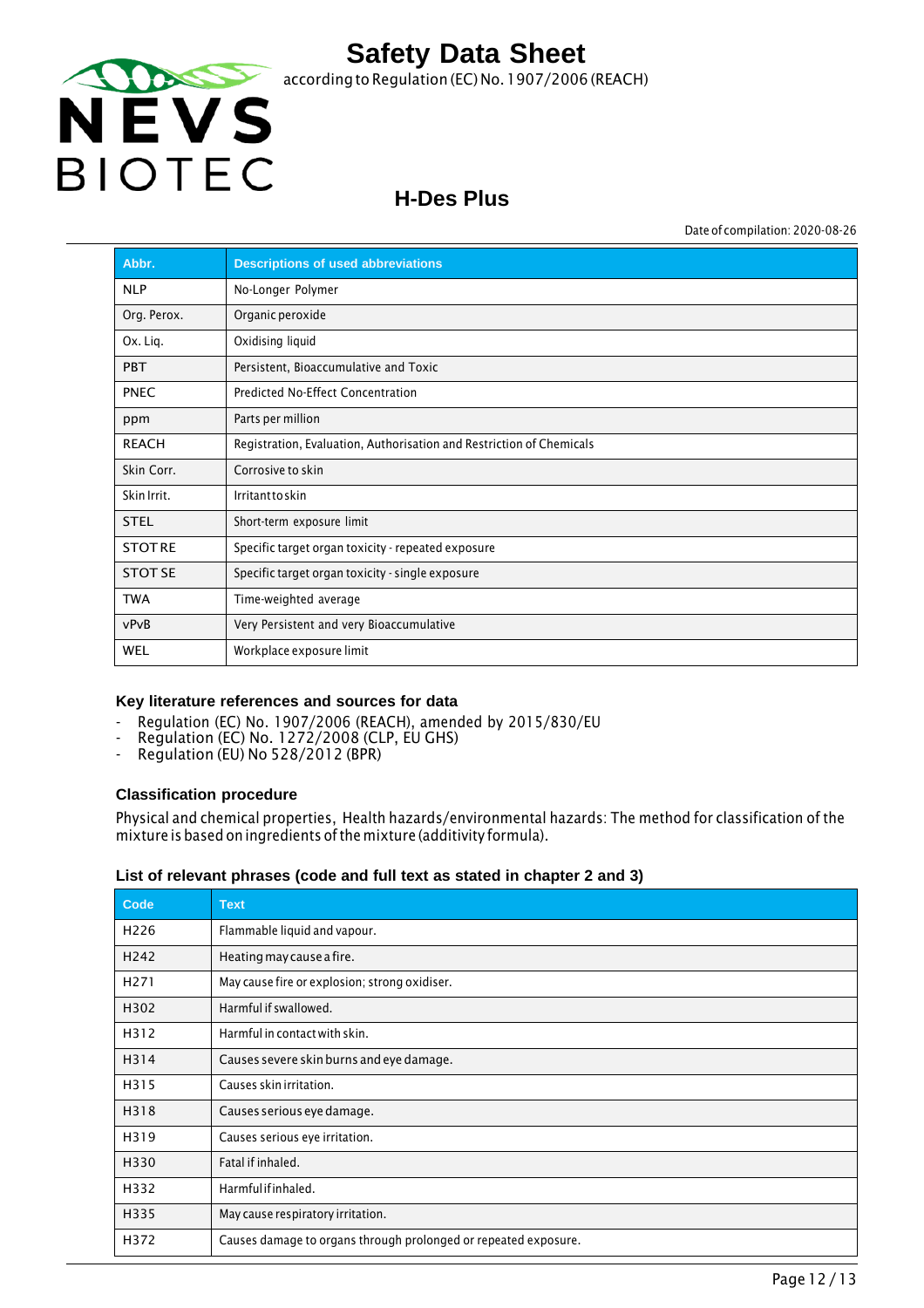| Abbr. | Descriptions of used abbreviations |
|---|---|
| NLP | No-Longer Polymer |
| Org. Perox. | Organic peroxide |
| Ox. Liq. | Oxidising liquid |
| PBT | Persistent, Bioaccumulative and Toxic |
| PNEC | Predicted No-Effect Concentration |
| ppm | Parts per million |
| REACH | Registration, Evaluation, Authorisation and Restriction of Chemicals |
| Skin Corr. | Corrosive to skin |
| Skin Irrit. | Irritant to skin |
| STEL | Short-term exposure limit |
| STOT RE | Specific target organ toxicity - repeated exposure |
| STOT SE | Specific target organ toxicity - single exposure |
| TWA | Time-weighted average |
| vPvB | Very Persistent and very Bioaccumulative |
| WEL | Workplace exposure limit |

### Key literature references and sources for data

- Regulation (EC) No. 1907/2006 (REACH), amended by 2015/830/EU
- Regulation (EC) No. 1272/2008 (CLP, EU GHS)
- Regulation (EU) No 528/2012 (BPR)

### Classification procedure

Physical and chemical properties, Health hazards/environmental hazards: The method for classification of the mixture is based on ingredients of the mixture (additivity formula).

### List of relevant phrases (code and full text as stated in chapter 2 and 3)

| Code | Text |
|---|---|
| H226 | Flammable liquid and vapour. |
| H242 | Heating may cause a fire. |
| H271 | May cause fire or explosion; strong oxidiser. |
| H302 | Harmful if swallowed. |
| H312 | Harmful in contact with skin. |
| H314 | Causes severe skin burns and eye damage. |
| H315 | Causes skin irritation. |
| H318 | Causes serious eye damage. |
| H319 | Causes serious eye irritation. |
| H330 | Fatal if inhaled. |
| H332 | Harmful if inhaled. |
| H335 | May cause respiratory irritation. |
| H372 | Causes damage to organs through prolonged or repeated exposure. |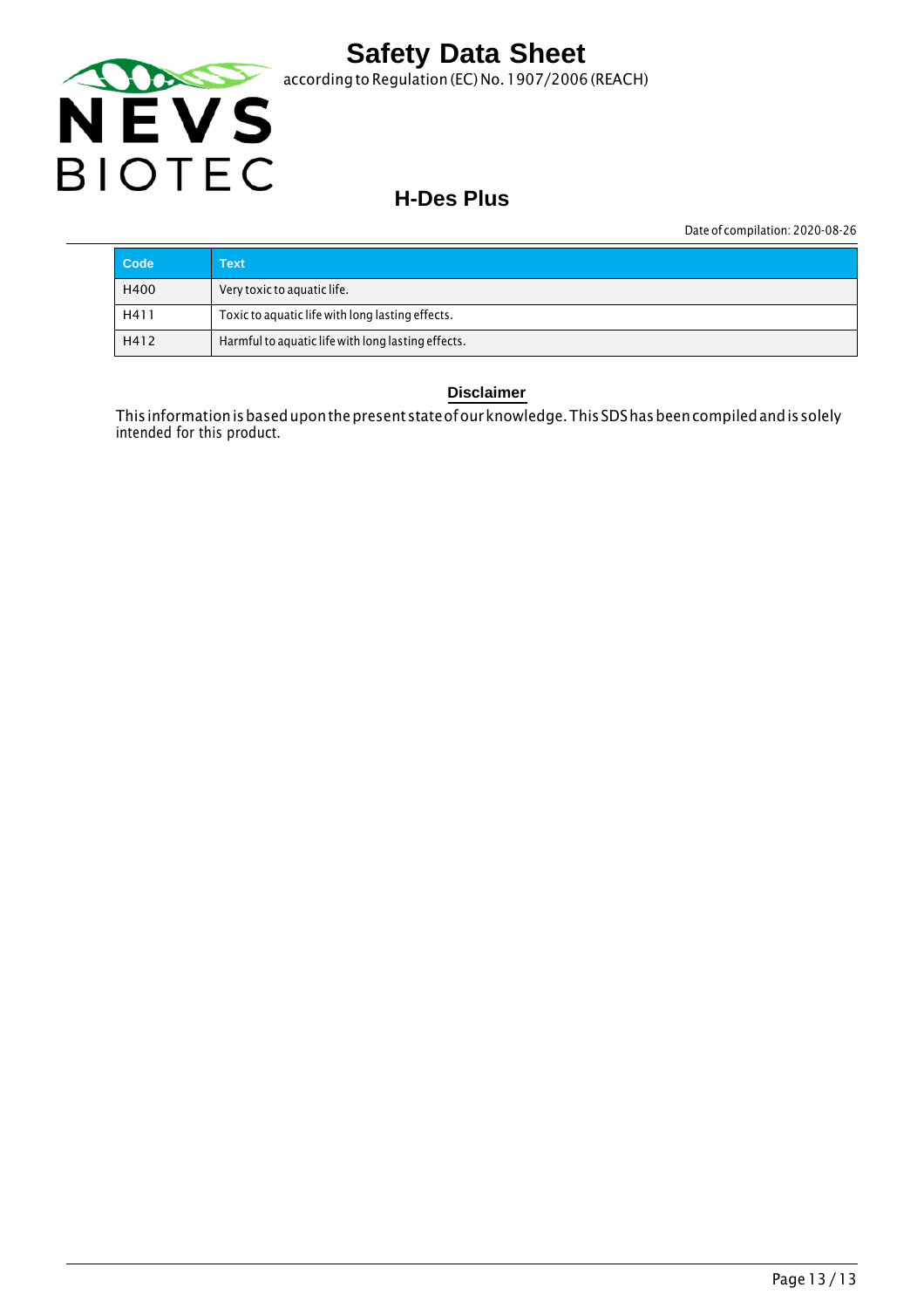| Code | Text |
|---|---|
| H400 | Very toxic to aquatic life. |
| H411 | Toxic to aquatic life with long lasting effects. |
| H412 | Harmful to aquatic life with long lasting effects. |

## Disclaimer

This information is based upon the present state of our knowledge. This SDS has been compiled and is solely intended for this product.